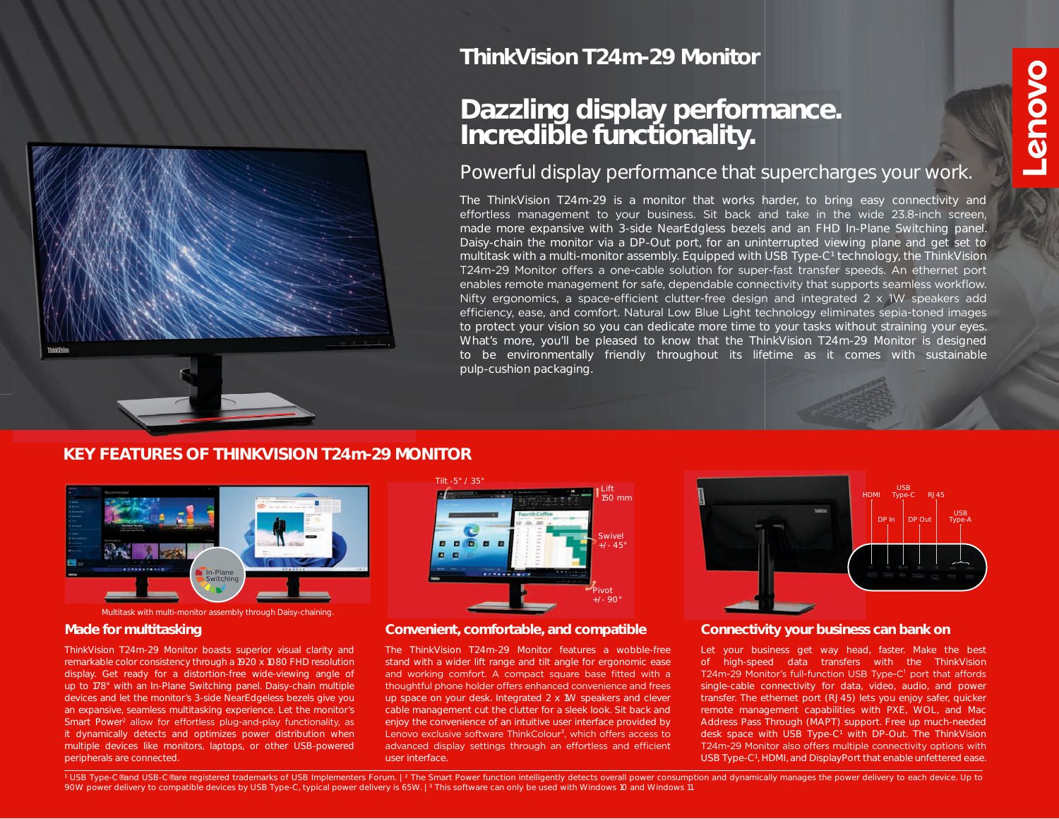# ThinkVision T24m-29 Monitor

## Dazzling display performance. Incredible functionality.

### Powerful display performance that supercharges your work.

The ThinkVision T24m-29 is a monitor that works harder, to bring easy connectivity and effortless management to your business. Sit back and take in the wide 23.8-inch screen, made more expansive with 3-side NearEdgless bezels and an FHD In-Plane Switching panel. Daisy-chain the monitor via a DP-Out port, for an uninterrupted viewing plane and get set to multitask with a multi-monitor assembly. Equipped with USB Type-C[1] technology, the ThinkVision T24m-29 Monitor offers a one-cable solution for super-fast transfer speeds. An ethernet port enables remote management for safe, dependable connectivity that supports seamless workflow. Nifty ergonomics, a space-efficient clutter-free design and integrated 2 x 1W speakers add efficiency, ease, and comfort. Natural Low Blue Light technology eliminates sepia-toned images to protect your vision so you can dedicate more time to your tasks without straining your eyes. What's more, you'll be pleased to know that the ThinkVision T24m-29 Monitor is designed to be environmentally friendly throughout its lifetime as it comes with sustainable pulp-cushion packaging.

## KEY FEATURES OF THINKVISION T24m-29 MONITOR

In-Plane Switching

Multitask with multi-monitor assembly through Daisy-chaining.

### Made for multitasking

ThinkVision T24m-29 Monitor boasts superior visual clarity and remarkable color consistency through a 1920 x 1080 FHD resolution display. Get ready for a distortion-free wide-viewing angle of up to 178° with an In-Plane Switching panel. Daisy-chain multiple devices and let the monitor's 3-side NearEdgeless bezels give you an expansive, seamless multitasking experience. Let the monitor's Smart Power[2] allow for effortless plug-and-play functionality, as it dynamically detects and optimizes power distribution when multiple devices like monitors, laptops, or other USB-powered peripherals are connected.

Tilt -5° / 35°

Lift 150 mm

Swivel +/- 45°

Pivot +/- 90°

### Convenient, comfortable, and compatible

The ThinkVision T24m-29 Monitor features a wobble-free stand with a wider lift range and tilt angle for ergonomic ease and working comfort. A compact square base fitted with a thoughtful phone holder offers enhanced convenience and frees up space on your desk. Integrated 2 x 1W speakers and clever cable management cut the clutter for a sleek look. Sit back and enjoy the convenience of an intuitive user interface provided by Lenovo exclusive software ThinkColour[3], which offers access to advanced display settings through an effortless and efficient user interface.

HDMI

USB Type-C

RJ45

DP In

DP Out

USB Type-A

### Connectivity your business can bank on

Let your business get way head, faster. Make the best of high-speed data transfers with the ThinkVision T24m-29 Monitor's full-function USB Type-C[1] port that affords single-cable connectivity for data, video, audio, and power transfer. The ethernet port (RJ45) lets you enjoy safer, quicker remote management capabilities with PXE, WOL, and Mac Address Pass Through (MAPT) support. Free up much-needed desk space with USB Type-C[1] with DP-Out. The ThinkVision T24m-29 Monitor also offers multiple connectivity options with USB Type-C[1], HDMI, and DisplayPort that enable unfettered ease.

[1] USB Type-C® and USB-C® are registered trademarks of USB Implementers Forum. | [2] The Smart Power function intelligently detects overall power consumption and dynamically manages the power delivery to each device. Up to 90W power delivery to compatible devices by USB Type-C, typical power delivery is 65W. | [3] This software can only be used with Windows 10 and Windows 11.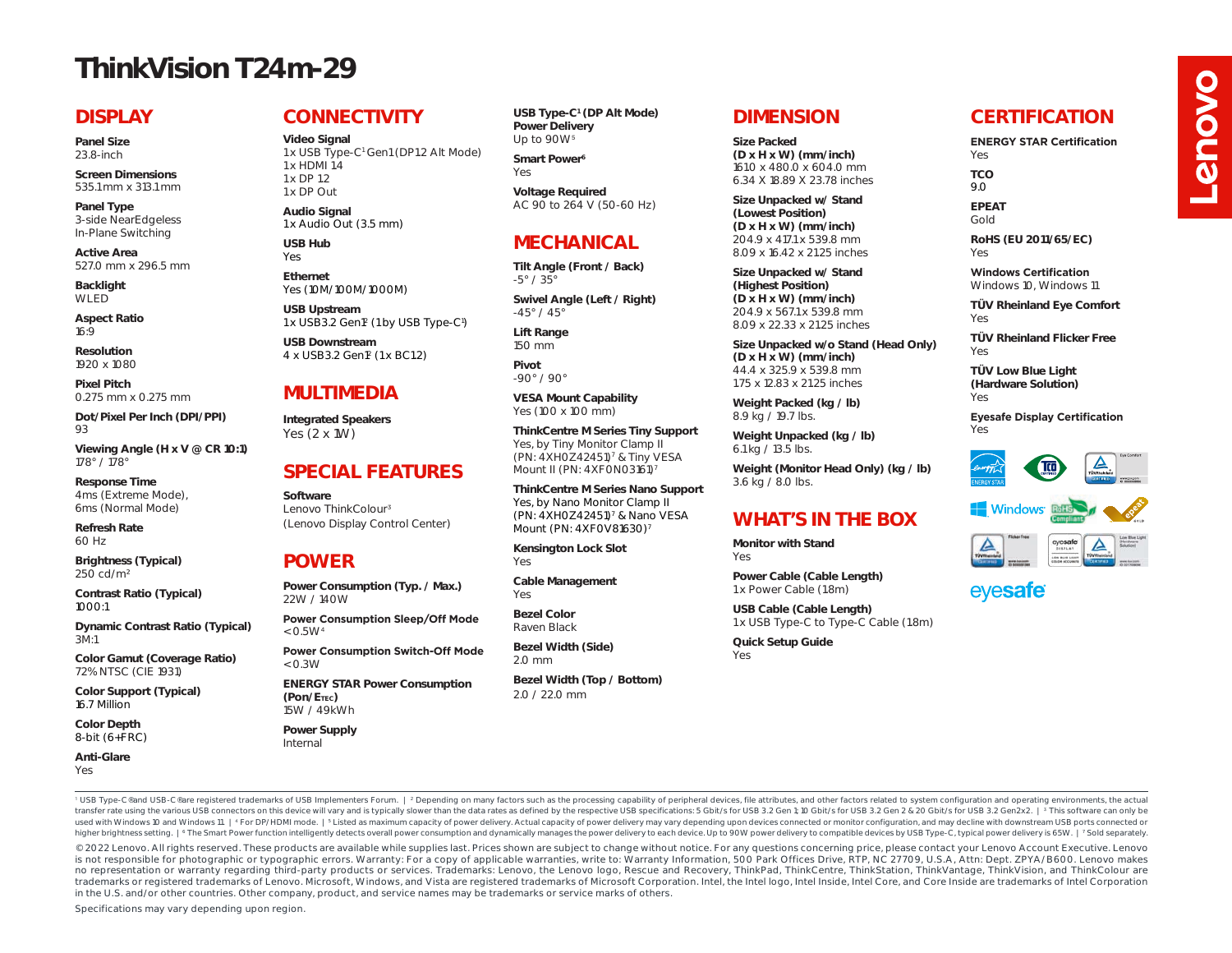# ThinkVision T24m-29

## DISPLAY

**Panel Size**
23.8-inch

**Screen Dimensions**
535.1mm x 313.1mm

**Panel Type**
3-side NearEdgeless
In-Plane Switching

**Active Area**
527.0 mm x 296.5 mm

**Backlight**
WLED

**Aspect Ratio**
16:9

**Resolution**
1920 x 1080

**Pixel Pitch**
0.275 mm x 0.275 mm

**Dot/Pixel Per Inch (DPI/PPI)**
93

**Viewing Angle (H x V @ CR 10:1)**
178° / 178°

**Response Time**
4ms (Extreme Mode),
6ms (Normal Mode)

**Refresh Rate**
60 Hz

**Brightness (Typical)**
250 cd/m²

**Contrast Ratio (Typical)**
1000:1

**Dynamic Contrast Ratio (Typical)**
3M:1

**Color Gamut (Coverage Ratio)**
72% NTSC (CIE 1931)

**Color Support (Typical)**
16.7 Million

**Color Depth**
8-bit (6+FRC)

**Anti-Glare**
Yes

## CONNECTIVITY

**Video Signal**
1x USB Type-C[1] Gen1 (DP1.2 Alt Mode)
1x HDMI 1.4
1x DP 1.2
1x DP Out

**Audio Signal**
1x Audio Out (3.5 mm)

**USB Hub**
Yes

**Ethernet**
Yes (10M/100M/1000M)

**USB Upstream**
1x USB3.2 Gen1[2] (1 by USB Type-C[1])

**USB Downstream**
4 x USB3.2 Gen1[2] (1x BC1.2)

## MULTIMEDIA

**Integrated Speakers**
Yes (2 x 1W)

## SPECIAL FEATURES

**Software**
Lenovo ThinkColour[3]
(Lenovo Display Control Center)

## POWER

**Power Consumption (Typ. / Max.)**
22W / 140W

**Power Consumption Sleep/Off Mode**
< 0.5W[4]

**Power Consumption Switch-Off Mode**
< 0.3W

**ENERGY STAR Power Consumption (Pon/$E_{TEC}$)**
15W / 49kWh

**Power Supply**
Internal

**USB Type-C[1] (DP Alt Mode) Power Delivery**
Up to 90W[5]

**Smart Power[6]**
Yes

**Voltage Required**
AC 90 to 264 V (50-60 Hz)

## MECHANICAL

**Tilt Angle (Front / Back)**
-5° / 35°

**Swivel Angle (Left / Right)**
-45° / 45°

**Lift Range**
150 mm

**Pivot**
-90° / 90°

**VESA Mount Capability**
Yes (100 x 100 mm)

**ThinkCentre M Series Tiny Support**
Yes, by Tiny Monitor Clamp II
(PN: 4XH0Z42451)[7] & Tiny VESA
Mount II (PN: 4XF0N03161)[7]

**ThinkCentre M Series Nano Support**
Yes, by Nano Monitor Clamp II
(PN: 4XH0Z42451)[7] & Nano VESA
Mount (PN: 4XF0V81630)[7]

**Kensington Lock Slot**
Yes

**Cable Management**
Yes

**Bezel Color**
Raven Black

**Bezel Width (Side)**
2.0 mm

**Bezel Width (Top / Bottom)**
2.0 / 22.0 mm

## DIMENSION

**Size Packed (D x H x W) (mm/inch)**
161.0 x 480.0 x 604.0 mm
6.34 X 18.89 X 23.78 inches

**Size Unpacked w/ Stand (Lowest Position) (D x H x W) (mm/inch)**
204.9 x 417.1 x 539.8 mm
8.09 x 16.42 x 21.25 inches

**Size Unpacked w/ Stand (Highest Position) (D x H x W) (mm/inch)**
204.9 x 567.1 x 539.8 mm
8.09 x 22.33 x 21.25 inches

**Size Unpacked w/o Stand (Head Only) (D x H x W) (mm/inch)**
44.4 x 325.9 x 539.8 mm
1.75 x 12.83 x 21.25 inches

**Weight Packed (kg / lb)**
8.9 kg / 19.7 lbs.

**Weight Unpacked (kg / lb)**
6.1 kg / 13.5 lbs.

**Weight (Monitor Head Only) (kg / lb)**
3.6 kg / 8.0 lbs.

## WHAT'S IN THE BOX

**Monitor with Stand**
Yes

**Power Cable (Cable Length)**
1x Power Cable (1.8m)

**USB Cable (Cable Length)**
1x USB Type-C to Type-C Cable (1.8m)

**Quick Setup Guide**
Yes

## CERTIFICATION

**ENERGY STAR Certification**
Yes

**TCO**
9.0

**EPEAT**
Gold

**RoHS (EU 2011/65/EC)**
Yes

**Windows Certification**
Windows 10, Windows 11

**TÜV Rheinland Eye Comfort**
Yes

**TÜV Rheinland Flicker Free**
Yes

**TÜV Low Blue Light (Hardware Solution)**
Yes

**Eyesafe Display Certification**
Yes

---

[1] USB Type-C® and USB-C® are registered trademarks of USB Implementers Forum. | [2] Depending on many factors such as the processing capability of peripheral devices, file attributes, and other factors related to system configuration and operating environments, the actual transfer rate using the various USB connectors on this device will vary and is typically slower than the data rates as defined by the respective USB specifications: 5 Gbit/s for USB 3.2 Gen 1; 10 Gbit/s for USB 3.2 Gen 2 & 20 Gbit/s for USB 3.2 Gen2x2. | [3] This software can only be used with Windows 10 and Windows 11. | [4] For DP/HDMI mode. | [5] Listed as maximum capacity of power delivery. Actual capacity of power delivery may vary depending upon devices connected or monitor configuration, and may decline with downstream USB ports connected or higher brightness setting. | [6] The Smart Power function intelligently detects overall power consumption and dynamically manages the power delivery to each device. Up to 90W power delivery to compatible devices by USB Type-C, typical power delivery is 65W. | [7] Sold separately.

© 2022 Lenovo. All rights reserved. These products are available while supplies last. Prices shown are subject to change without notice. For any questions concerning price, please contact your Lenovo Account Executive. Lenovo is not responsible for photographic or typographic errors. Warranty: For a copy of applicable warranties, write to: Warranty Information, 500 Park Offices Drive, RTP, NC 27709, U.S.A, Attn: Dept. ZPYA/B600. Lenovo makes no representation or warranty regarding third-party products or services. Trademarks: Lenovo, the Lenovo logo, Rescue and Recovery, ThinkPad, ThinkCentre, ThinkStation, ThinkVantage, ThinkVision, and ThinkColour are trademarks or registered trademarks of Lenovo. Microsoft, Windows, and Vista are registered trademarks of Microsoft Corporation. Intel, the Intel logo, Intel Inside, Intel Core, and Core Inside are trademarks of Intel Corporation in the U.S. and/or other countries. Other company, product, and service names may be trademarks or service marks of others.

Specifications may vary depending upon region.